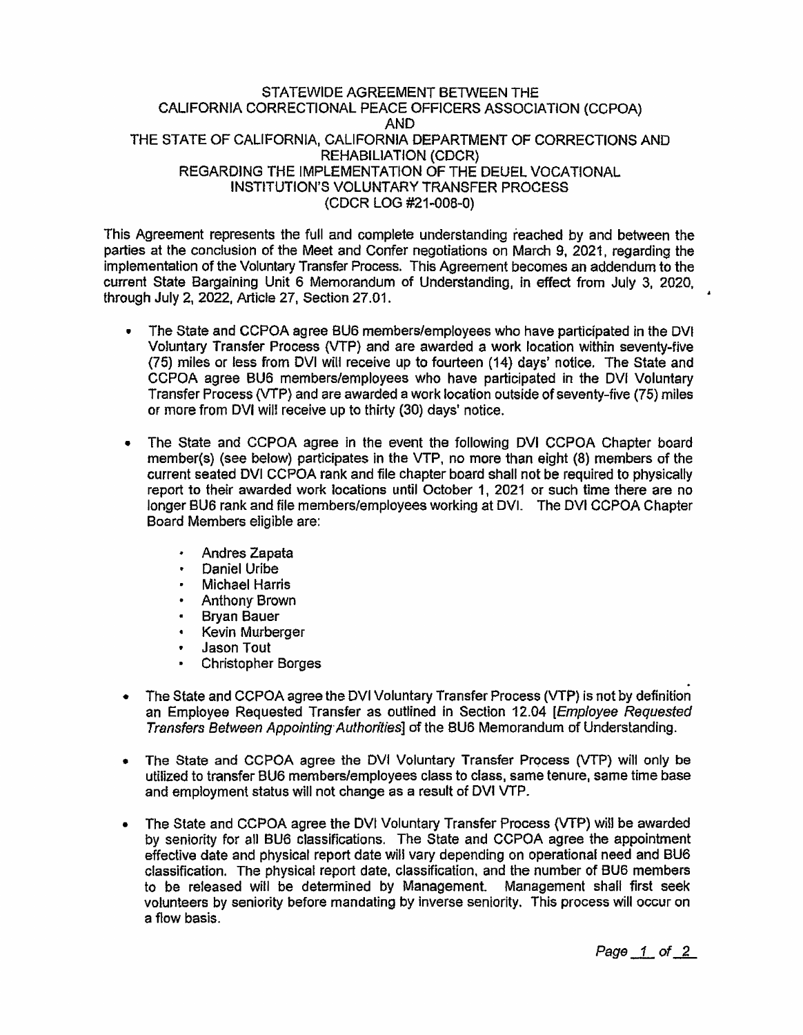# STATEWIDE AGREEMENT BETWEEN THE CALIFORNIA CORRECTIONAL PEACE OFFICERS ASSOCIATION (CCPOA) AND THE STATE OF CALIFORNIA, CALIFORNIA DEPARTMENT OF CORRECTIONS AND REHABILIATION (CDCR) REGARDING THE IMPLEMENTATION OF THE DEUEL VOCATIONAL INSTITUTION'S VOLUNTARY TRANSFER PROCESS (CDCR LOG #21-008-0)

This Agreement represents the full and complete understanding reached by and between the parties at the conclusion of the Meet and Confer negotiations on March 9, 2021, regarding the implementation of the Voluntary Transfer Process. This Agreement becomes an addendum to the current State Bargaining Unit 6 Memorandum of Understanding, in effect from July 3, 2020, through July 2, 2022, Article 27, Section 27.01.

- The State and CCPOA agree BU6 members/employees who have participated in the DVI Voluntary Transfer Process (VTP) and are awarded a work location within seventy-five (75) miles or less from DVI will receive up to fourteen (14) days' notice. The State and CCPOA agree BU6 members/employees who have participated in the DVI Voluntary Transfer Process (VTP) and are awarded a work location outside of seventy-five (75) miles or more from DVI will receive up to thirty (30) days' notice.

- The State and CCPOA agree in the event the following DVI CCPOA Chapter board member(s) (see below) participates in the VTP, no more than eight (8) members of the current seated DVI CCPOA rank and file chapter board shall not be required to physically report to their awarded work locations until October 1, 2021 or such time there are no longer BU6 rank and file members/employees working at DVI. The DVI CCPOA Chapter Board Members eligible are:

  - Andres Zapata
  - Daniel Uribe
  - Michael Harris
  - Anthony Brown
  - Bryan Bauer
  - Kevin Murberger
  - Jason Tout
  - Christopher Borges

- The State and CCPOA agree the DVI Voluntary Transfer Process (VTP) is not by definition an Employee Requested Transfer as outlined in Section 12.04 [*Employee Requested Transfers Between Appointing Authorities*] of the BU6 Memorandum of Understanding.

- The State and CCPOA agree the DVI Voluntary Transfer Process (VTP) will only be utilized to transfer BU6 members/employees class to class, same tenure, same time base and employment status will not change as a result of DVI VTP.

- The State and CCPOA agree the DVI Voluntary Transfer Process (VTP) will be awarded by seniority for all BU6 classifications. The State and CCPOA agree the appointment effective date and physical report date will vary depending on operational need and BU6 classification. The physical report date, classification, and the number of BU6 members to be released will be determined by Management. Management shall first seek volunteers by seniority before mandating by inverse seniority. This process will occur on a flow basis.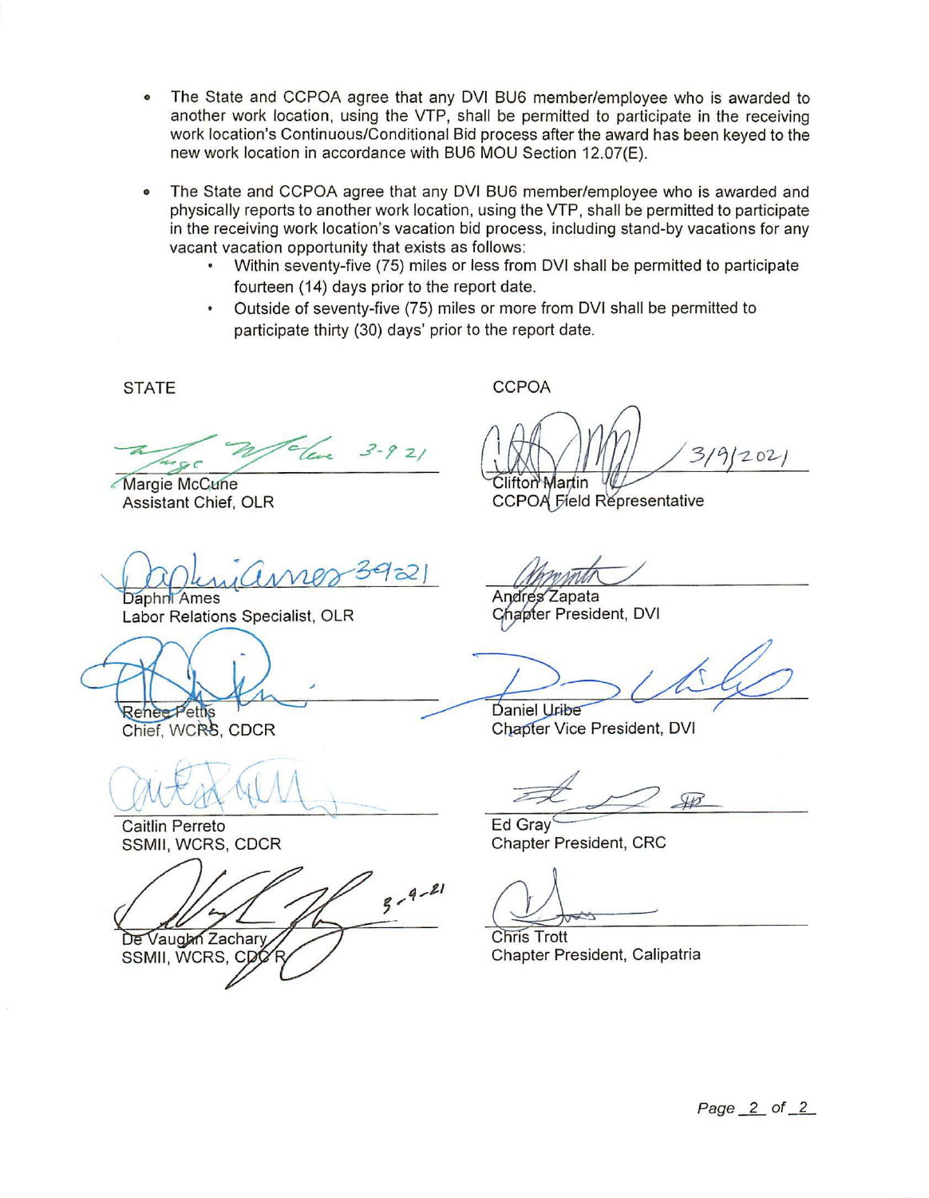- The State and CCPOA agree that any DVI BU6 member/employee who is awarded to another work location, using the VTP, shall be permitted to participate in the receiving work location's Continuous/Conditional Bid process after the award has been keyed to the new work location in accordance with BU6 MOU Section 12.07(E).

- The State and CCPOA agree that any DVI BU6 member/employee who is awarded and physically reports to another work location, using the VTP, shall be permitted to participate in the receiving work location's vacation bid process, including stand-by vacations for any vacant vacation opportunity that exists as follows:
  - Within seventy-five (75) miles or less from DVI shall be permitted to participate fourteen (14) days prior to the report date.
  - Outside of seventy-five (75) miles or more from DVI shall be permitted to participate thirty (30) days' prior to the report date.

| STATE | CCPOA |
|---|---|
| 3-9-21<br>Margie McCune<br>Assistant Chief, OLR | 3/9/2021<br>Clifton Martin<br>CCPOA Field Representative |
| 3-9-21<br>Daphni Ames<br>Labor Relations Specialist, OLR | Andres Zapata<br>Chapter President, DVI |
| Renee Pettis<br>Chief, WCRS, CDCR | Daniel Uribe<br>Chapter Vice President, DVI |
| Caitlin Perreto<br>SSMII, WCRS, CDCR | Ed Gray<br>Chapter President, CRC |
| 3-9-21<br>De Vaughn Zachary<br>SSMII, WCRS, CDCR | Chris Trott<br>Chapter President, Calipatria |